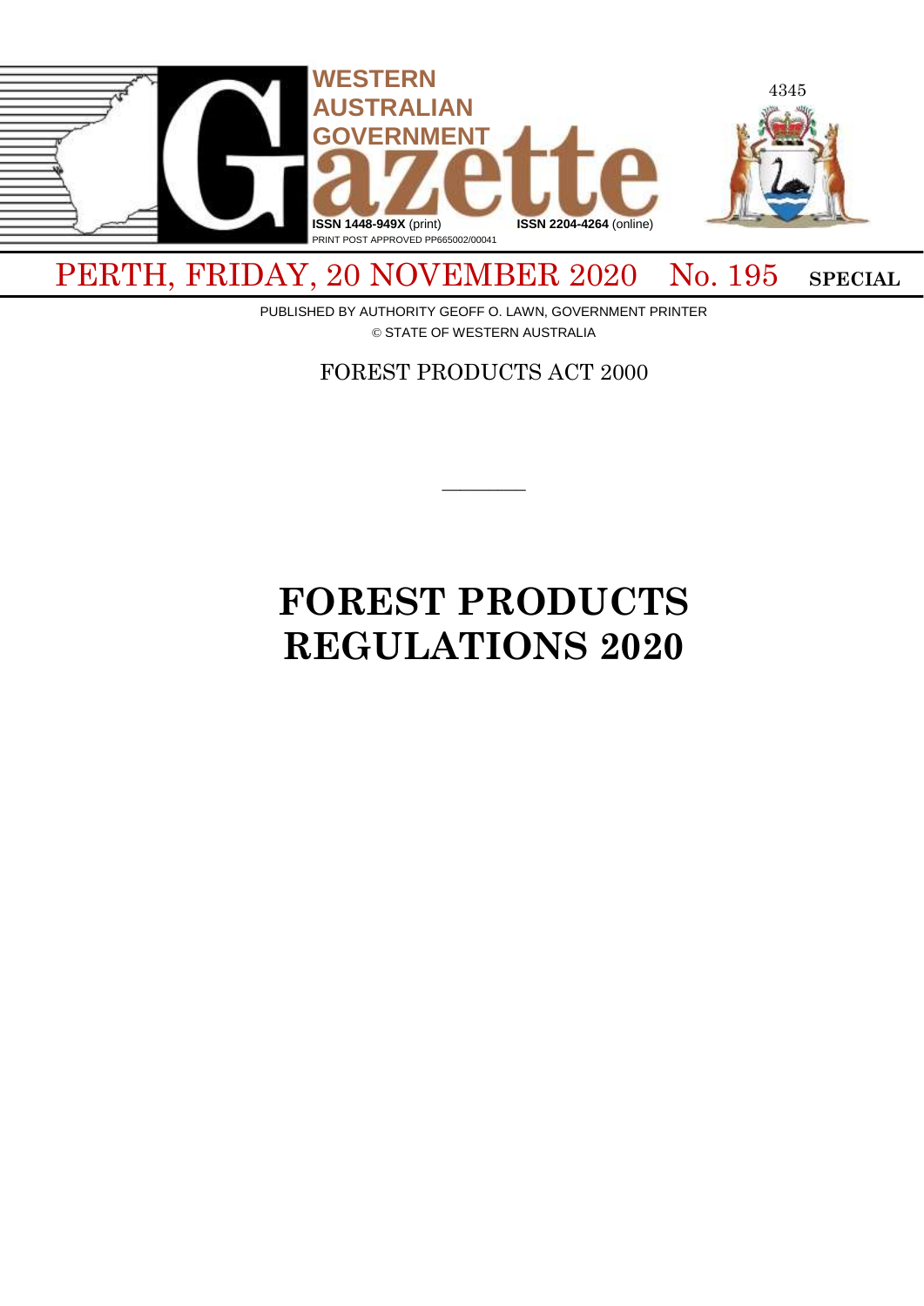# WESTERN AUSTRALIAN GOVERNMENT Gazette

ISSN 1448-949X (print) ISSN 2204-4264 (online)
PRINT POST APPROVED PP665002/00041

PERTH, FRIDAY, 20 NOVEMBER 2020 No. 195 **SPECIAL**

PUBLISHED BY AUTHORITY GEOFF O. LAWN, GOVERNMENT PRINTER
© STATE OF WESTERN AUSTRALIA

FOREST PRODUCTS ACT 2000

---

# FOREST PRODUCTS REGULATIONS 2020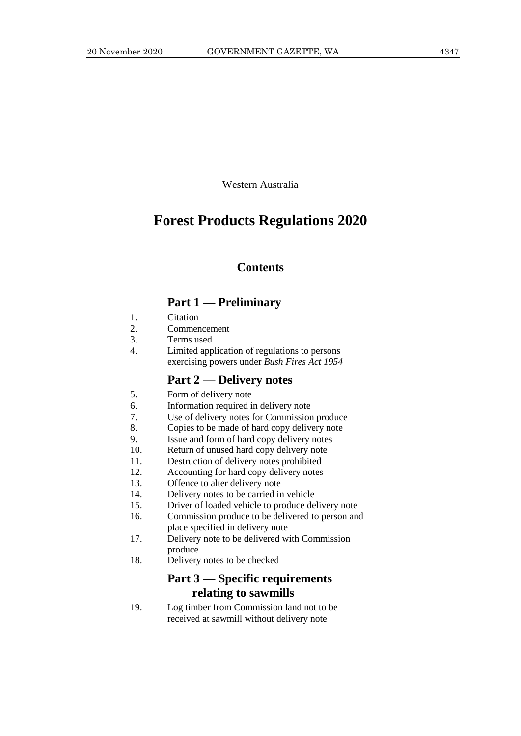Western Australia

# Forest Products Regulations 2020

## Contents

### Part 1 — Preliminary

1. Citation
2. Commencement
3. Terms used
4. Limited application of regulations to persons exercising powers under *Bush Fires Act 1954*

### Part 2 — Delivery notes

5. Form of delivery note
6. Information required in delivery note
7. Use of delivery notes for Commission produce
8. Copies to be made of hard copy delivery note
9. Issue and form of hard copy delivery notes
10. Return of unused hard copy delivery note
11. Destruction of delivery notes prohibited
12. Accounting for hard copy delivery notes
13. Offence to alter delivery note
14. Delivery notes to be carried in vehicle
15. Driver of loaded vehicle to produce delivery note
16. Commission produce to be delivered to person and place specified in delivery note
17. Delivery note to be delivered with Commission produce
18. Delivery notes to be checked

### Part 3 — Specific requirements relating to sawmills

19. Log timber from Commission land not to be received at sawmill without delivery note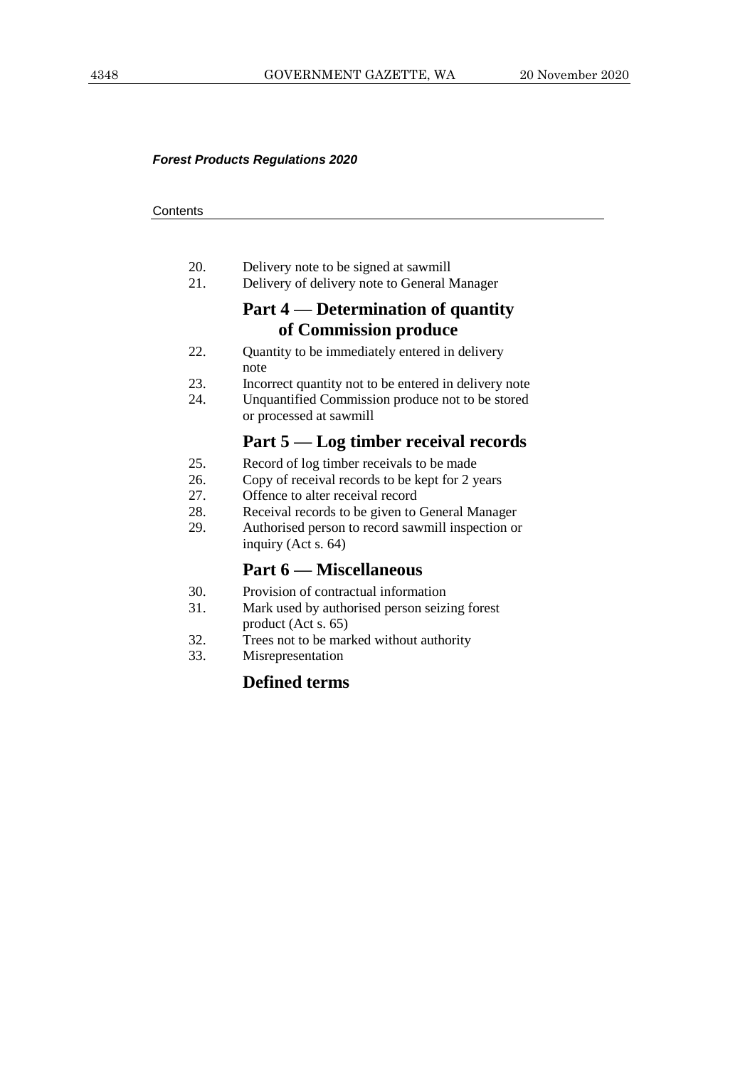*Forest Products Regulations 2020*

Contents

20. Delivery note to be signed at sawmill
21. Delivery of delivery note to General Manager

## Part 4 — Determination of quantity of Commission produce

22. Quantity to be immediately entered in delivery note
23. Incorrect quantity not to be entered in delivery note
24. Unquantified Commission produce not to be stored or processed at sawmill

## Part 5 — Log timber receival records

25. Record of log timber receivals to be made
26. Copy of receival records to be kept for 2 years
27. Offence to alter receival record
28. Receival records to be given to General Manager
29. Authorised person to record sawmill inspection or inquiry (Act s. 64)

## Part 6 — Miscellaneous

30. Provision of contractual information
31. Mark used by authorised person seizing forest product (Act s. 65)
32. Trees not to be marked without authority
33. Misrepresentation

## Defined terms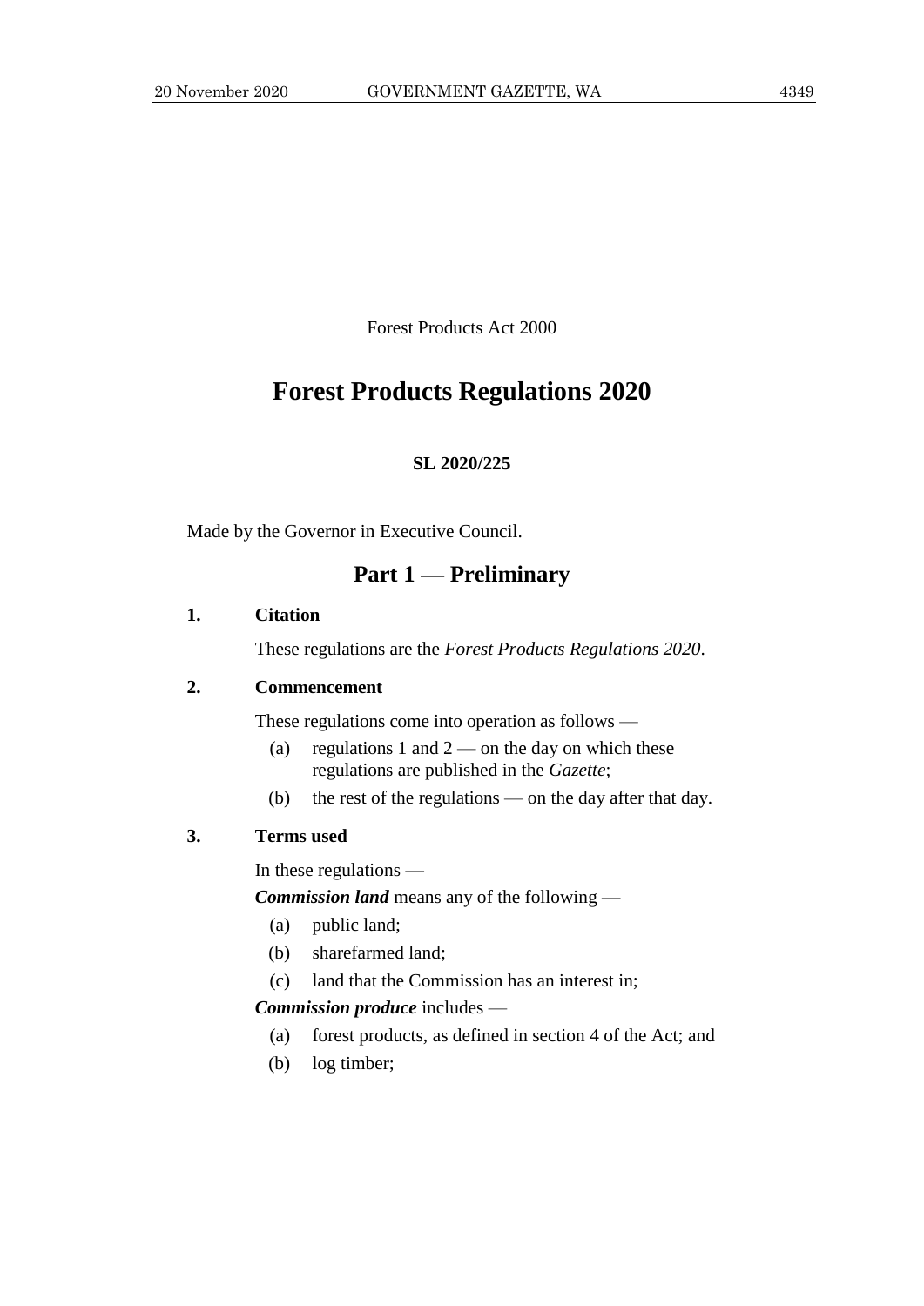Forest Products Act 2000

# Forest Products Regulations 2020

**SL 2020/225**

Made by the Governor in Executive Council.

## Part 1 — Preliminary

### 1. Citation

These regulations are the *Forest Products Regulations 2020*.

### 2. Commencement

These regulations come into operation as follows —

- (a) regulations 1 and 2 — on the day on which these regulations are published in the *Gazette*;
- (b) the rest of the regulations — on the day after that day.

### 3. Terms used

In these regulations —

***Commission land*** means any of the following —

- (a) public land;
- (b) sharefarmed land;
- (c) land that the Commission has an interest in;

***Commission produce*** includes —

- (a) forest products, as defined in section 4 of the Act; and
- (b) log timber;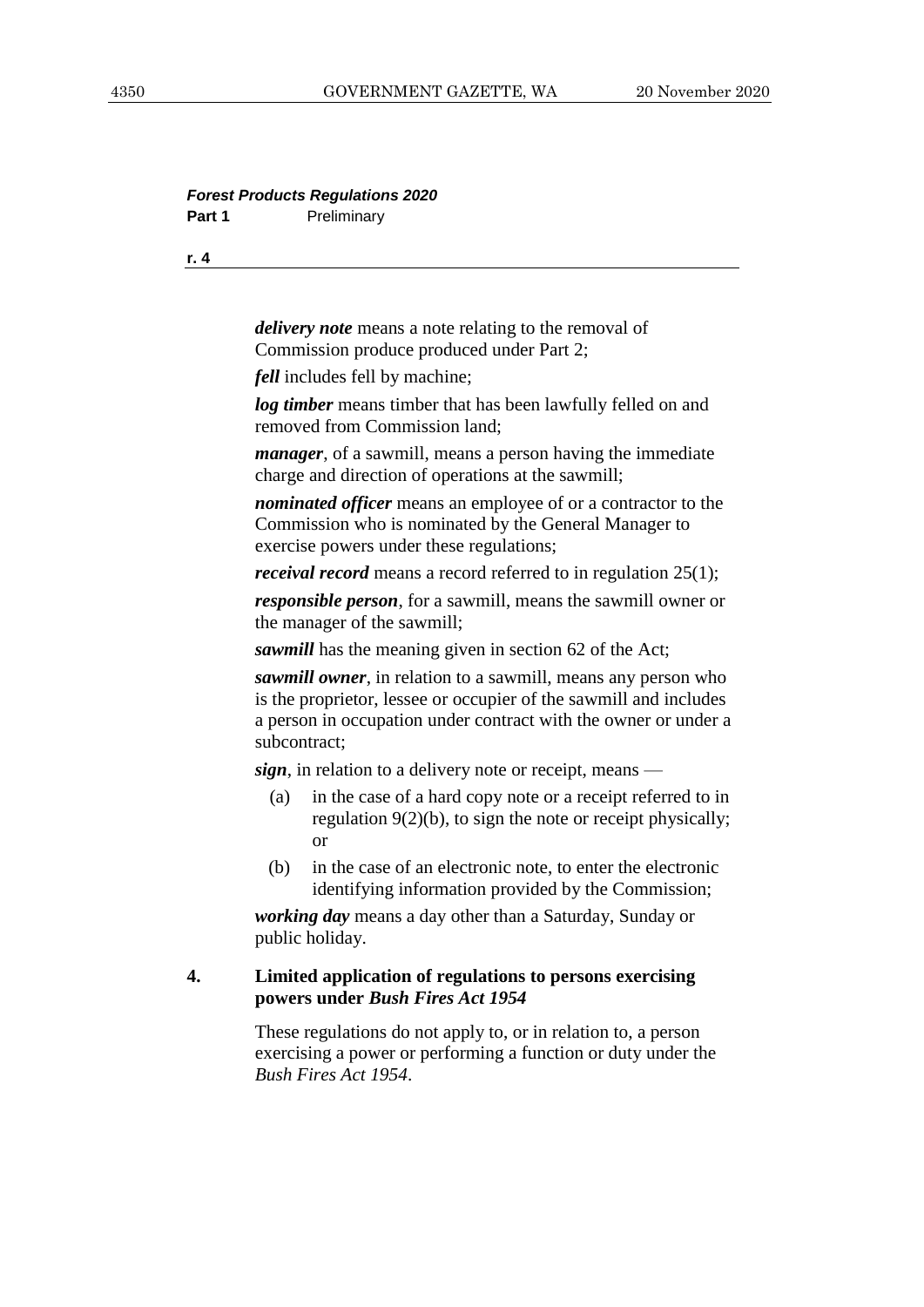***delivery note*** means a note relating to the removal of Commission produce produced under Part 2;

***fell*** includes fell by machine;

***log timber*** means timber that has been lawfully felled on and removed from Commission land;

***manager***, of a sawmill, means a person having the immediate charge and direction of operations at the sawmill;

***nominated officer*** means an employee of or a contractor to the Commission who is nominated by the General Manager to exercise powers under these regulations;

***receival record*** means a record referred to in regulation 25(1);

***responsible person***, for a sawmill, means the sawmill owner or the manager of the sawmill;

***sawmill*** has the meaning given in section 62 of the Act;

***sawmill owner***, in relation to a sawmill, means any person who is the proprietor, lessee or occupier of the sawmill and includes a person in occupation under contract with the owner or under a subcontract;

***sign***, in relation to a delivery note or receipt, means —

(a) in the case of a hard copy note or a receipt referred to in regulation 9(2)(b), to sign the note or receipt physically; or

(b) in the case of an electronic note, to enter the electronic identifying information provided by the Commission;

***working day*** means a day other than a Saturday, Sunday or public holiday.

### 4. Limited application of regulations to persons exercising powers under *Bush Fires Act 1954*

These regulations do not apply to, or in relation to, a person exercising a power or performing a function or duty under the *Bush Fires Act 1954*.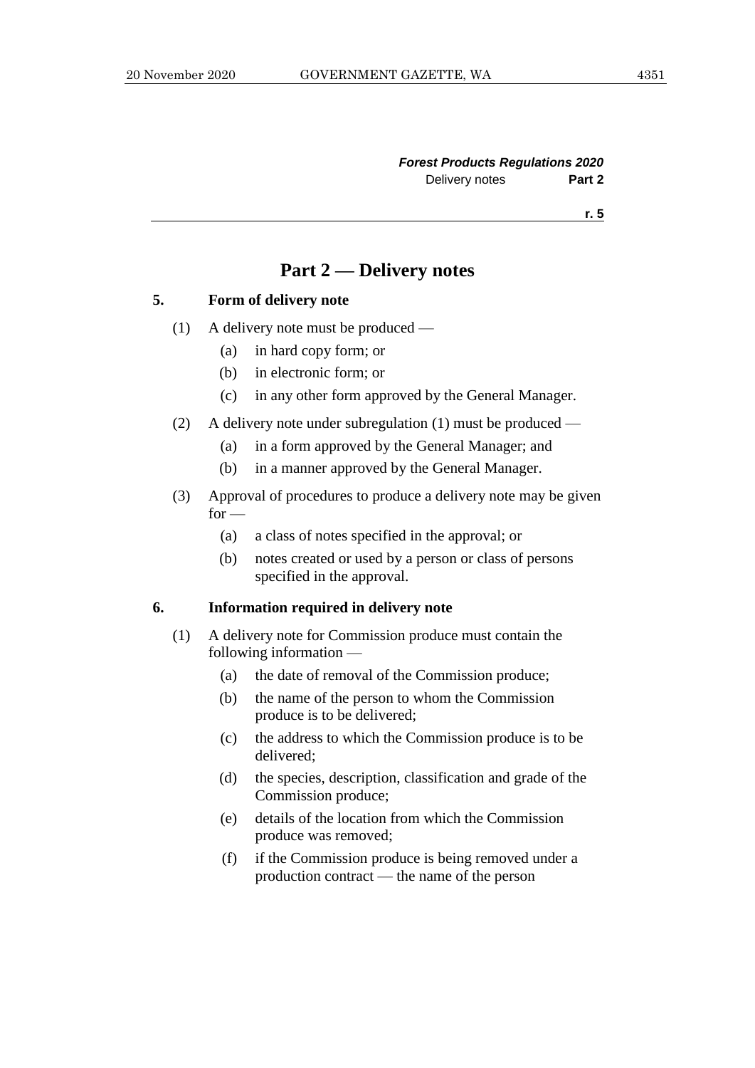## Part 2 — Delivery notes

### 5. Form of delivery note

(1) A delivery note must be produced —

- (a) in hard copy form; or
- (b) in electronic form; or
- (c) in any other form approved by the General Manager.

(2) A delivery note under subregulation (1) must be produced —

- (a) in a form approved by the General Manager; and
- (b) in a manner approved by the General Manager.

(3) Approval of procedures to produce a delivery note may be given for —

- (a) a class of notes specified in the approval; or
- (b) notes created or used by a person or class of persons specified in the approval.

### 6. Information required in delivery note

(1) A delivery note for Commission produce must contain the following information —

- (a) the date of removal of the Commission produce;
- (b) the name of the person to whom the Commission produce is to be delivered;
- (c) the address to which the Commission produce is to be delivered;
- (d) the species, description, classification and grade of the Commission produce;
- (e) details of the location from which the Commission produce was removed;
- (f) if the Commission produce is being removed under a production contract — the name of the person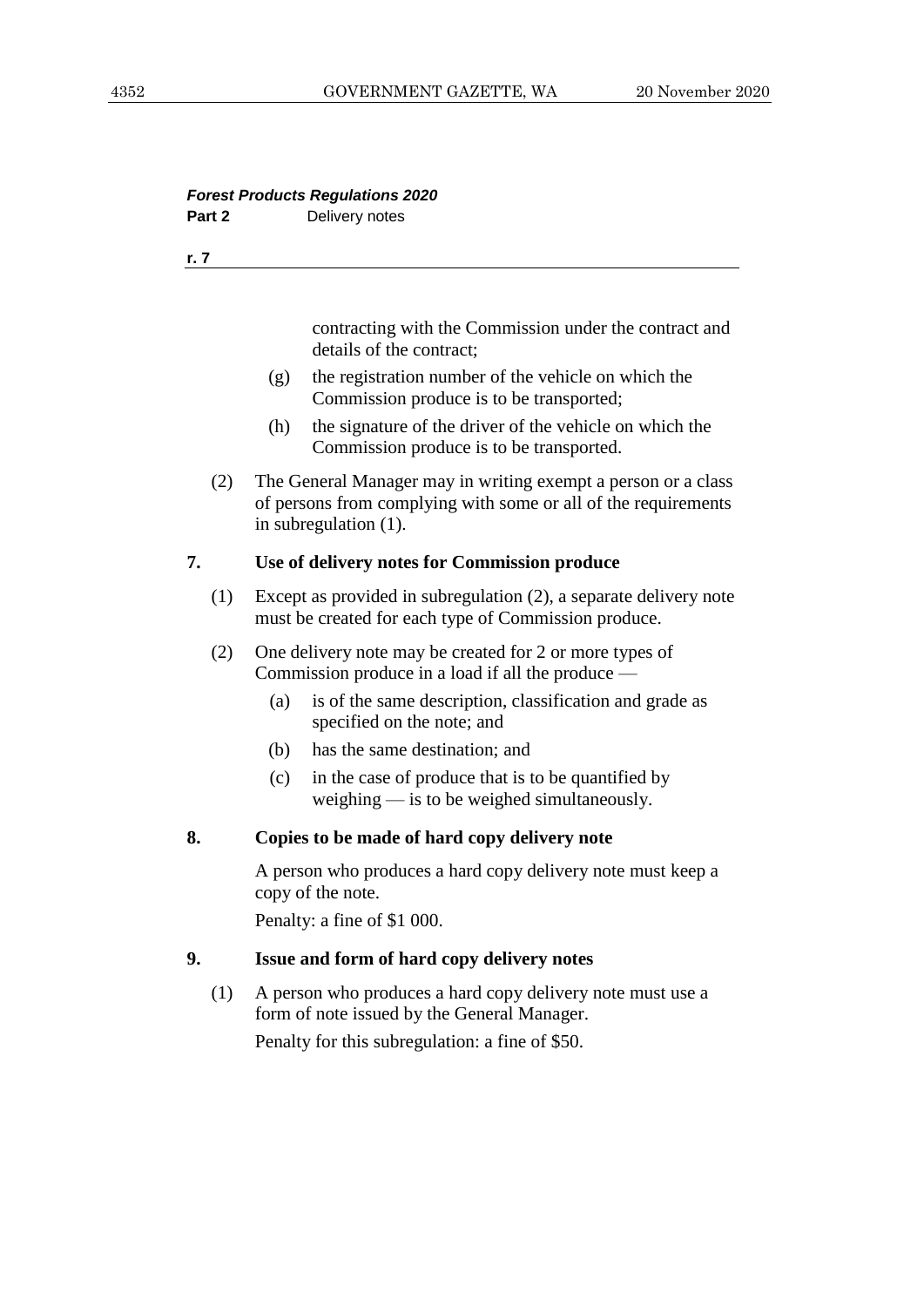contracting with the Commission under the contract and details of the contract;

(g) the registration number of the vehicle on which the Commission produce is to be transported;

(h) the signature of the driver of the vehicle on which the Commission produce is to be transported.

(2) The General Manager may in writing exempt a person or a class of persons from complying with some or all of the requirements in subregulation (1).

### 7. Use of delivery notes for Commission produce

(1) Except as provided in subregulation (2), a separate delivery note must be created for each type of Commission produce.

(2) One delivery note may be created for 2 or more types of Commission produce in a load if all the produce —

(a) is of the same description, classification and grade as specified on the note; and

(b) has the same destination; and

(c) in the case of produce that is to be quantified by weighing — is to be weighed simultaneously.

### 8. Copies to be made of hard copy delivery note

A person who produces a hard copy delivery note must keep a copy of the note.

Penalty: a fine of $1 000.

### 9. Issue and form of hard copy delivery notes

(1) A person who produces a hard copy delivery note must use a form of note issued by the General Manager.

Penalty for this subregulation: a fine of $50.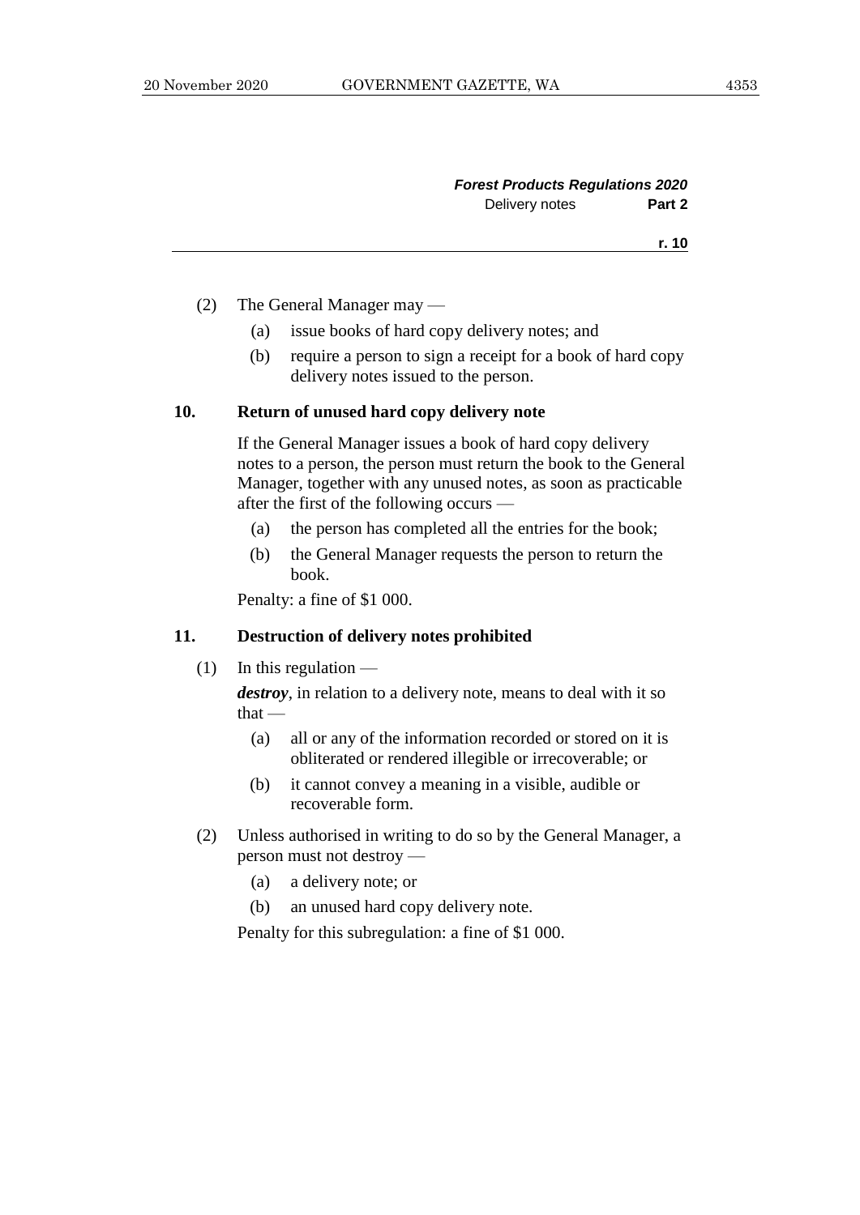(2) The General Manager may —

(a) issue books of hard copy delivery notes; and

(b) require a person to sign a receipt for a book of hard copy delivery notes issued to the person.

## 10. Return of unused hard copy delivery note

If the General Manager issues a book of hard copy delivery notes to a person, the person must return the book to the General Manager, together with any unused notes, as soon as practicable after the first of the following occurs —

(a) the person has completed all the entries for the book;

(b) the General Manager requests the person to return the book.

Penalty: a fine of $1 000.

## 11. Destruction of delivery notes prohibited

(1) In this regulation —

***destroy***, in relation to a delivery note, means to deal with it so that —

(a) all or any of the information recorded or stored on it is obliterated or rendered illegible or irrecoverable; or

(b) it cannot convey a meaning in a visible, audible or recoverable form.

(2) Unless authorised in writing to do so by the General Manager, a person must not destroy —

(a) a delivery note; or

(b) an unused hard copy delivery note.

Penalty for this subregulation: a fine of $1 000.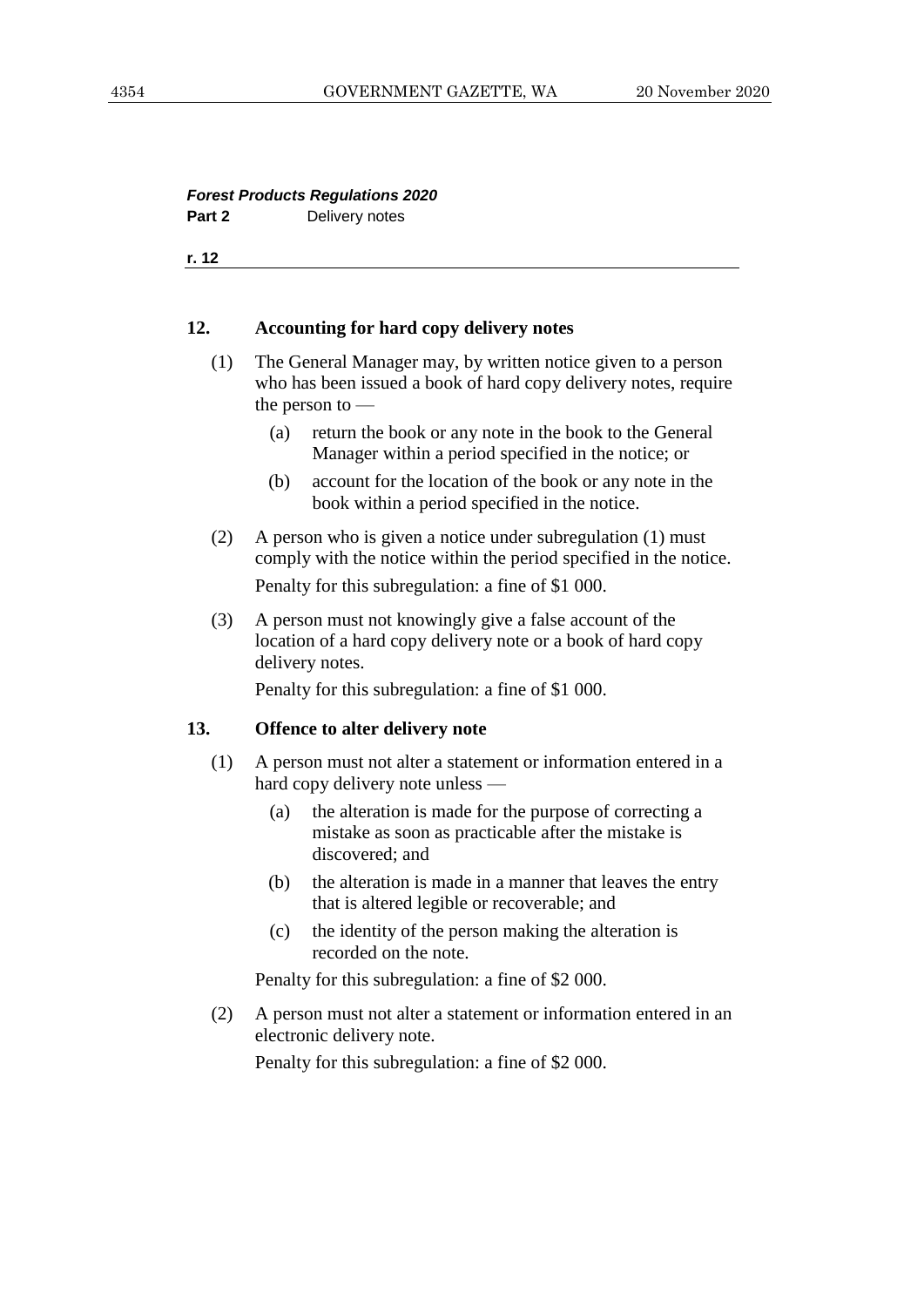## 12. Accounting for hard copy delivery notes

(1) The General Manager may, by written notice given to a person who has been issued a book of hard copy delivery notes, require the person to —

- (a) return the book or any note in the book to the General Manager within a period specified in the notice; or
- (b) account for the location of the book or any note in the book within a period specified in the notice.

(2) A person who is given a notice under subregulation (1) must comply with the notice within the period specified in the notice.

Penalty for this subregulation: a fine of $1 000.

(3) A person must not knowingly give a false account of the location of a hard copy delivery note or a book of hard copy delivery notes.

Penalty for this subregulation: a fine of $1 000.

## 13. Offence to alter delivery note

(1) A person must not alter a statement or information entered in a hard copy delivery note unless —

- (a) the alteration is made for the purpose of correcting a mistake as soon as practicable after the mistake is discovered; and
- (b) the alteration is made in a manner that leaves the entry that is altered legible or recoverable; and
- (c) the identity of the person making the alteration is recorded on the note.

Penalty for this subregulation: a fine of $2 000.

(2) A person must not alter a statement or information entered in an electronic delivery note.

Penalty for this subregulation: a fine of $2 000.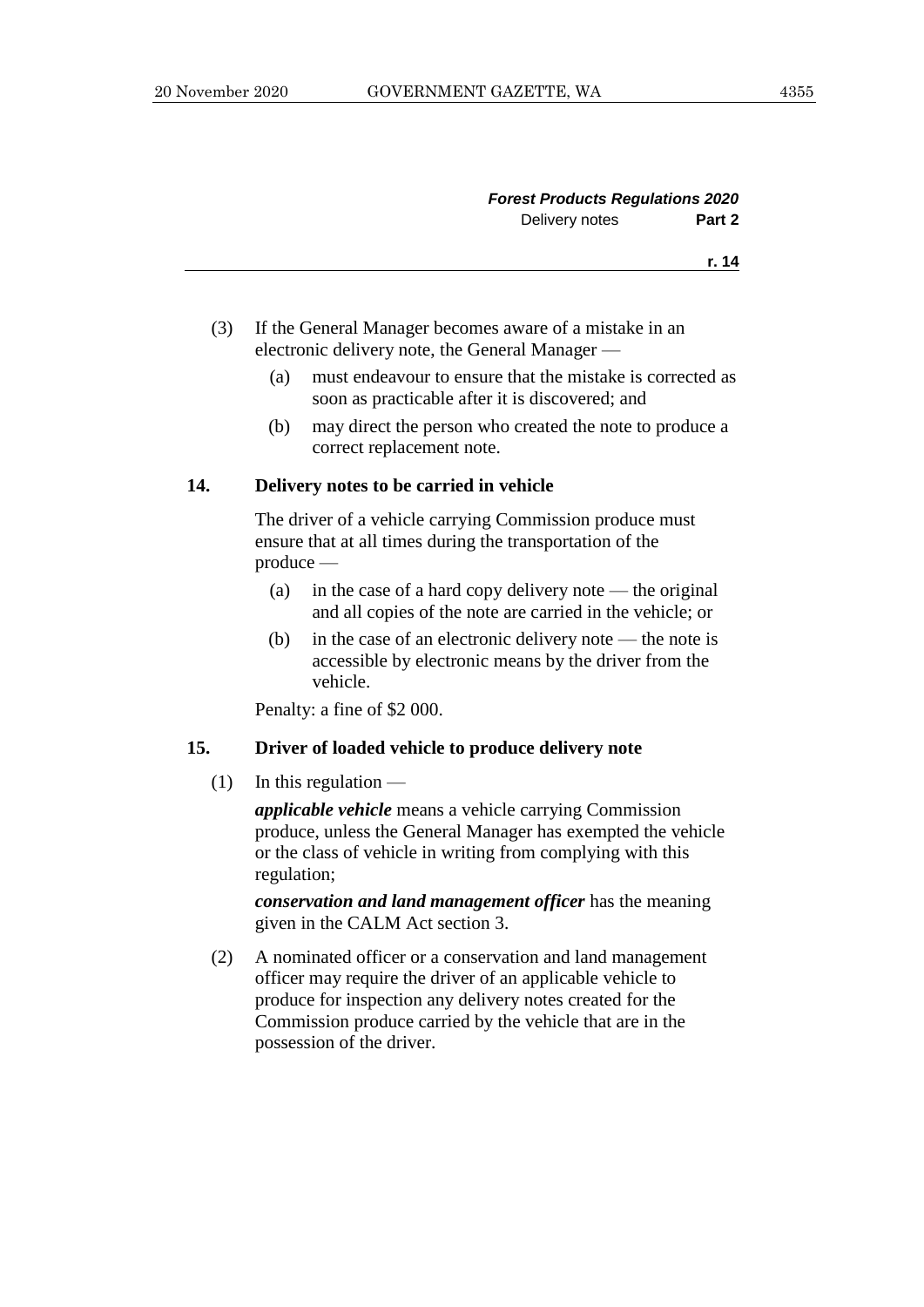(3) If the General Manager becomes aware of a mistake in an electronic delivery note, the General Manager —

(a) must endeavour to ensure that the mistake is corrected as soon as practicable after it is discovered; and

(b) may direct the person who created the note to produce a correct replacement note.

### 14. Delivery notes to be carried in vehicle

The driver of a vehicle carrying Commission produce must ensure that at all times during the transportation of the produce —

(a) in the case of a hard copy delivery note — the original and all copies of the note are carried in the vehicle; or

(b) in the case of an electronic delivery note — the note is accessible by electronic means by the driver from the vehicle.

Penalty: a fine of $2 000.

### 15. Driver of loaded vehicle to produce delivery note

(1) In this regulation —

***applicable vehicle*** means a vehicle carrying Commission produce, unless the General Manager has exempted the vehicle or the class of vehicle in writing from complying with this regulation;

***conservation and land management officer*** has the meaning given in the CALM Act section 3.

(2) A nominated officer or a conservation and land management officer may require the driver of an applicable vehicle to produce for inspection any delivery notes created for the Commission produce carried by the vehicle that are in the possession of the driver.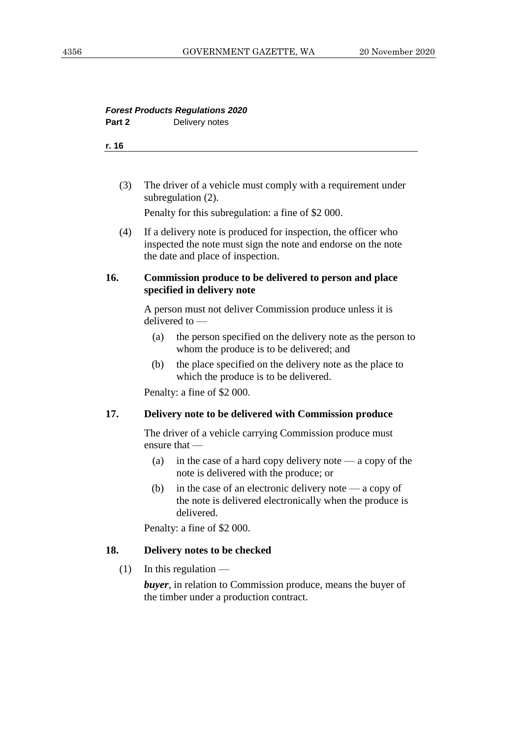(3) The driver of a vehicle must comply with a requirement under subregulation (2).

Penalty for this subregulation: a fine of $2 000.

(4) If a delivery note is produced for inspection, the officer who inspected the note must sign the note and endorse on the note the date and place of inspection.

### 16. Commission produce to be delivered to person and place specified in delivery note

A person must not deliver Commission produce unless it is delivered to —

(a) the person specified on the delivery note as the person to whom the produce is to be delivered; and

(b) the place specified on the delivery note as the place to which the produce is to be delivered.

Penalty: a fine of $2 000.

### 17. Delivery note to be delivered with Commission produce

The driver of a vehicle carrying Commission produce must ensure that —

(a) in the case of a hard copy delivery note — a copy of the note is delivered with the produce; or

(b) in the case of an electronic delivery note — a copy of the note is delivered electronically when the produce is delivered.

Penalty: a fine of $2 000.

### 18. Delivery notes to be checked

(1) In this regulation —

***buyer***, in relation to Commission produce, means the buyer of the timber under a production contract.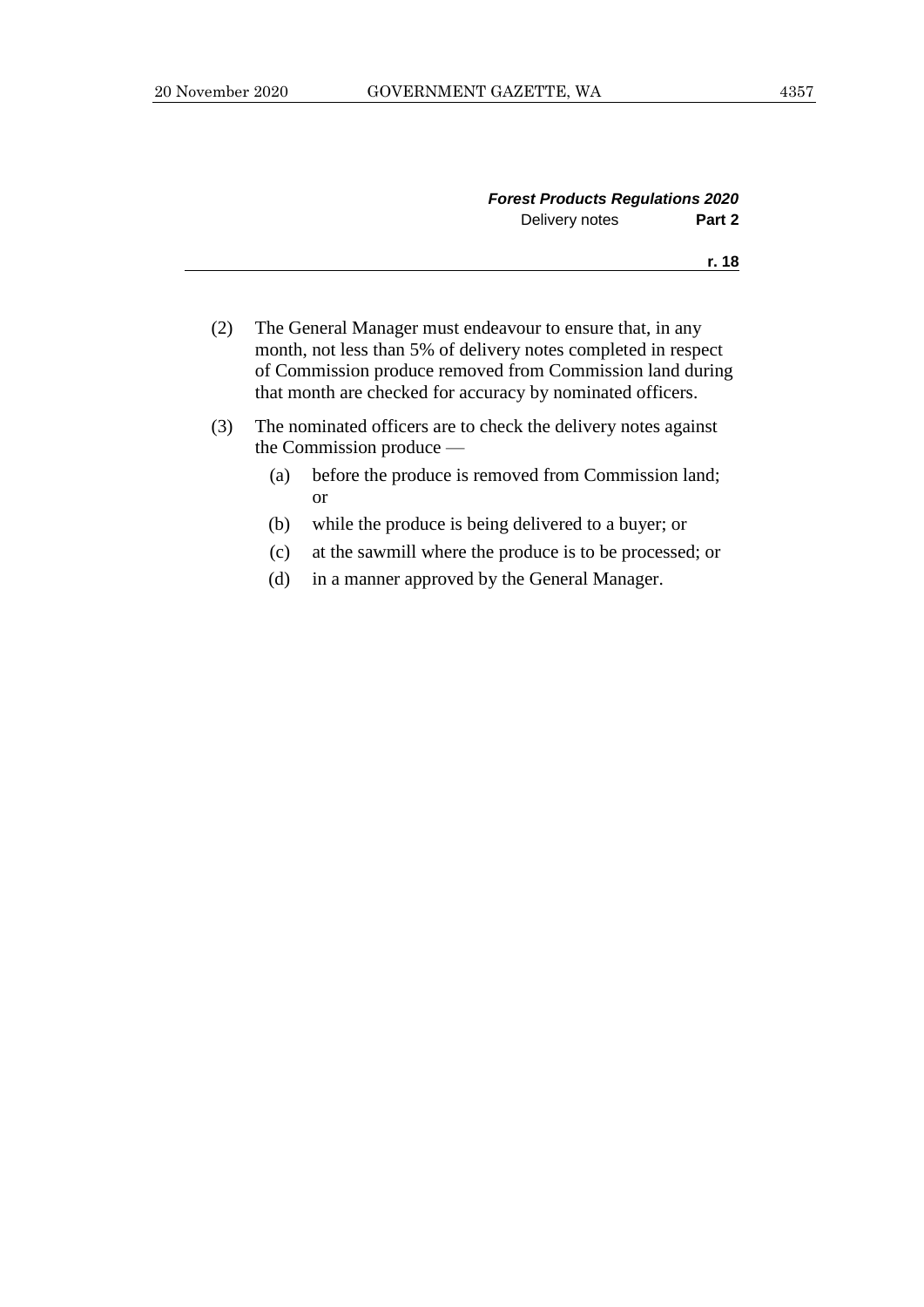(2) The General Manager must endeavour to ensure that, in any month, not less than 5% of delivery notes completed in respect of Commission produce removed from Commission land during that month are checked for accuracy by nominated officers.

(3) The nominated officers are to check the delivery notes against the Commission produce —

- (a) before the produce is removed from Commission land; or
- (b) while the produce is being delivered to a buyer; or
- (c) at the sawmill where the produce is to be processed; or
- (d) in a manner approved by the General Manager.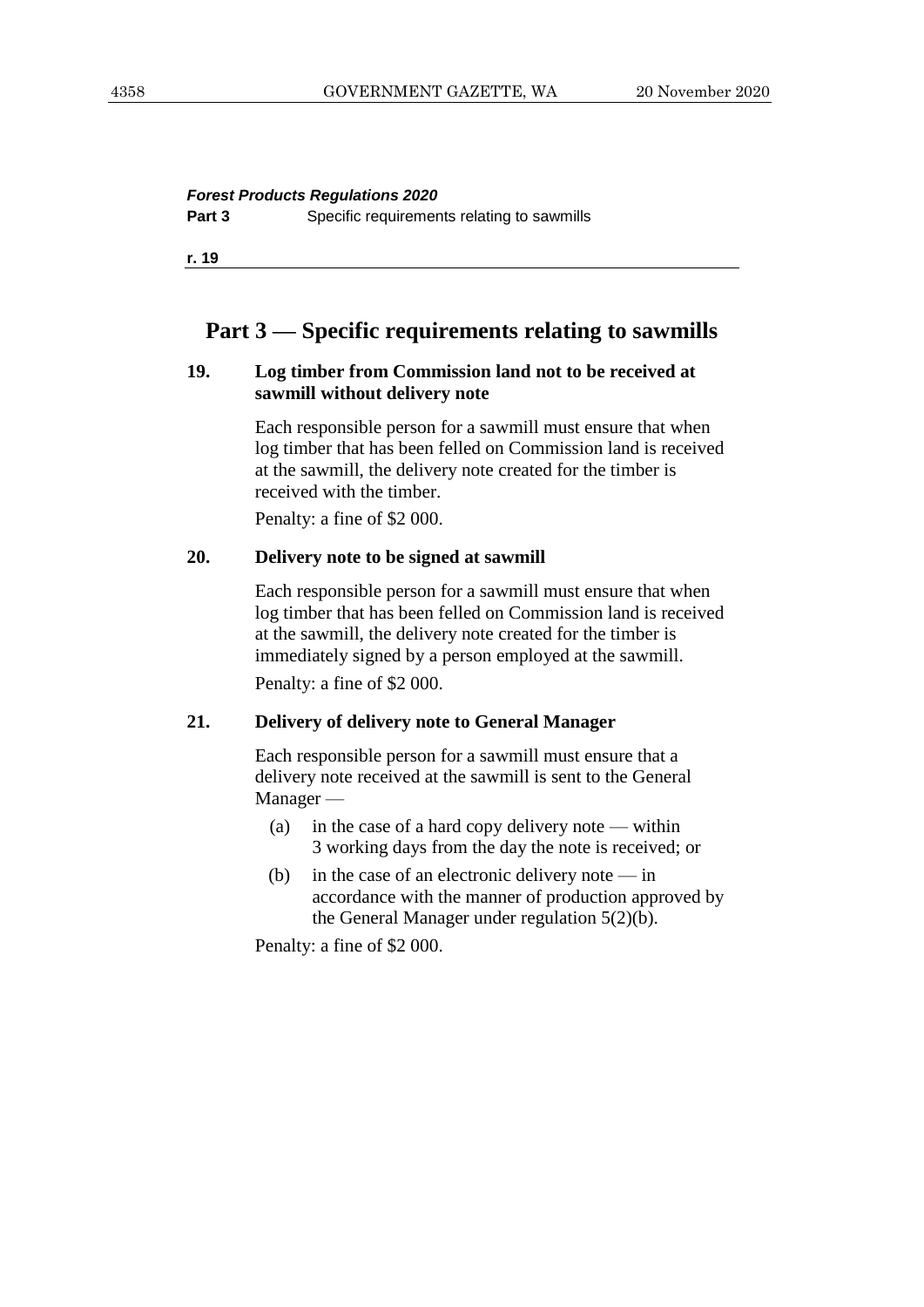# Part 3 — Specific requirements relating to sawmills

### 19. Log timber from Commission land not to be received at sawmill without delivery note

Each responsible person for a sawmill must ensure that when log timber that has been felled on Commission land is received at the sawmill, the delivery note created for the timber is received with the timber.

Penalty: a fine of $2 000.

### 20. Delivery note to be signed at sawmill

Each responsible person for a sawmill must ensure that when log timber that has been felled on Commission land is received at the sawmill, the delivery note created for the timber is immediately signed by a person employed at the sawmill.

Penalty: a fine of $2 000.

### 21. Delivery of delivery note to General Manager

Each responsible person for a sawmill must ensure that a delivery note received at the sawmill is sent to the General Manager —

(a) in the case of a hard copy delivery note — within 3 working days from the day the note is received; or

(b) in the case of an electronic delivery note — in accordance with the manner of production approved by the General Manager under regulation 5(2)(b).

Penalty: a fine of $2 000.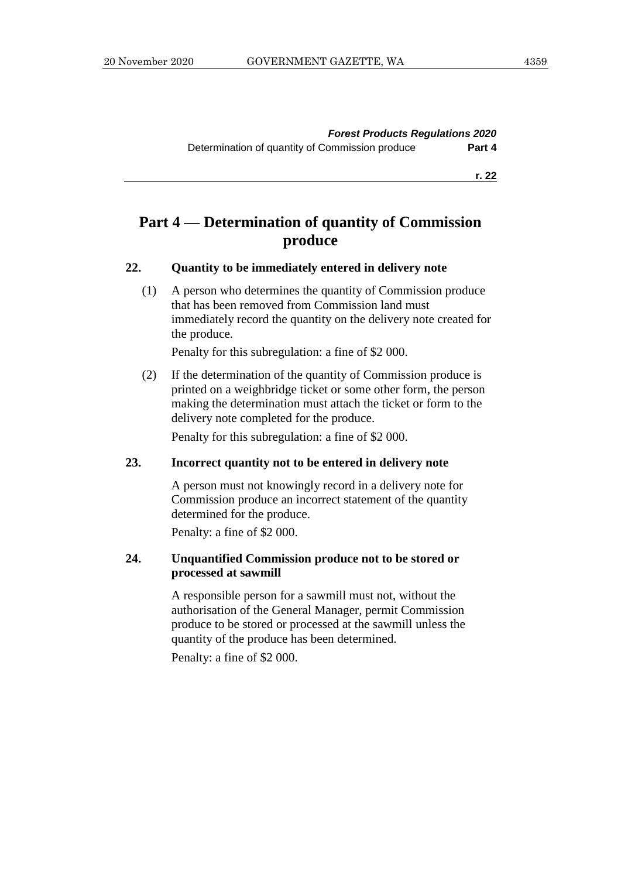# Part 4 — Determination of quantity of Commission produce

### 22. Quantity to be immediately entered in delivery note

(1) A person who determines the quantity of Commission produce that has been removed from Commission land must immediately record the quantity on the delivery note created for the produce.

Penalty for this subregulation: a fine of $2 000.

(2) If the determination of the quantity of Commission produce is printed on a weighbridge ticket or some other form, the person making the determination must attach the ticket or form to the delivery note completed for the produce.

Penalty for this subregulation: a fine of $2 000.

### 23. Incorrect quantity not to be entered in delivery note

A person must not knowingly record in a delivery note for Commission produce an incorrect statement of the quantity determined for the produce.

Penalty: a fine of $2 000.

### 24. Unquantified Commission produce not to be stored or processed at sawmill

A responsible person for a sawmill must not, without the authorisation of the General Manager, permit Commission produce to be stored or processed at the sawmill unless the quantity of the produce has been determined.

Penalty: a fine of $2 000.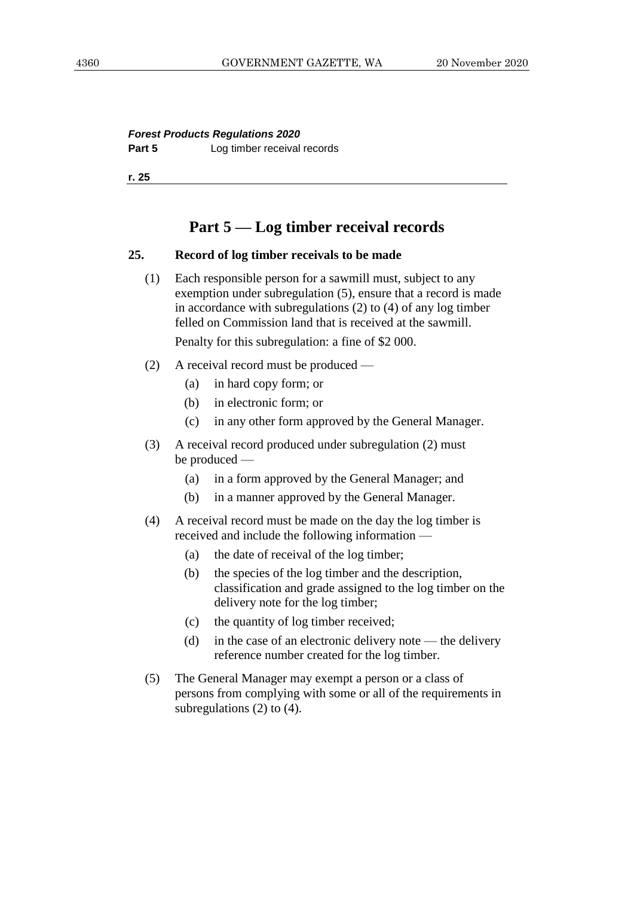## Part 5 — Log timber receival records

### 25. Record of log timber receivals to be made

(1) Each responsible person for a sawmill must, subject to any exemption under subregulation (5), ensure that a record is made in accordance with subregulations (2) to (4) of any log timber felled on Commission land that is received at the sawmill.

Penalty for this subregulation: a fine of $2 000.

(2) A receival record must be produced —

- (a) in hard copy form; or
- (b) in electronic form; or
- (c) in any other form approved by the General Manager.

(3) A receival record produced under subregulation (2) must be produced —

- (a) in a form approved by the General Manager; and
- (b) in a manner approved by the General Manager.

(4) A receival record must be made on the day the log timber is received and include the following information —

- (a) the date of receival of the log timber;
- (b) the species of the log timber and the description, classification and grade assigned to the log timber on the delivery note for the log timber;
- (c) the quantity of log timber received;
- (d) in the case of an electronic delivery note — the delivery reference number created for the log timber.

(5) The General Manager may exempt a person or a class of persons from complying with some or all of the requirements in subregulations (2) to (4).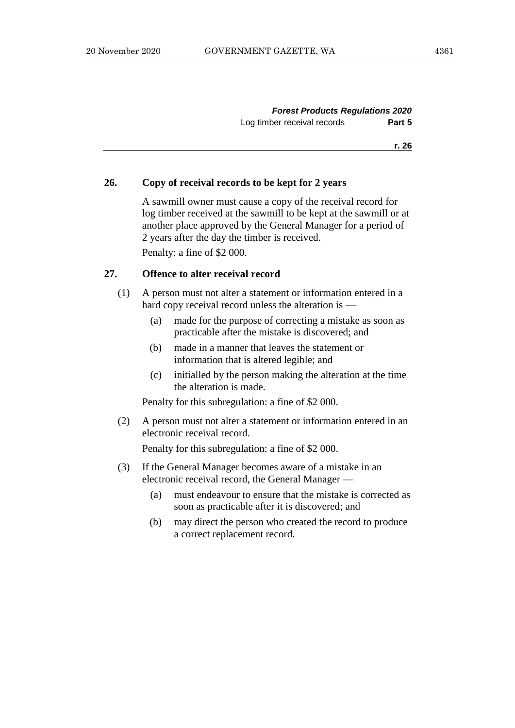### 26. Copy of receival records to be kept for 2 years

A sawmill owner must cause a copy of the receival record for log timber received at the sawmill to be kept at the sawmill or at another place approved by the General Manager for a period of 2 years after the day the timber is received.

Penalty: a fine of $2 000.

### 27. Offence to alter receival record

(1) A person must not alter a statement or information entered in a hard copy receival record unless the alteration is —

- (a) made for the purpose of correcting a mistake as soon as practicable after the mistake is discovered; and
- (b) made in a manner that leaves the statement or information that is altered legible; and
- (c) initialled by the person making the alteration at the time the alteration is made.

Penalty for this subregulation: a fine of $2 000.

(2) A person must not alter a statement or information entered in an electronic receival record.

Penalty for this subregulation: a fine of $2 000.

(3) If the General Manager becomes aware of a mistake in an electronic receival record, the General Manager —

- (a) must endeavour to ensure that the mistake is corrected as soon as practicable after it is discovered; and
- (b) may direct the person who created the record to produce a correct replacement record.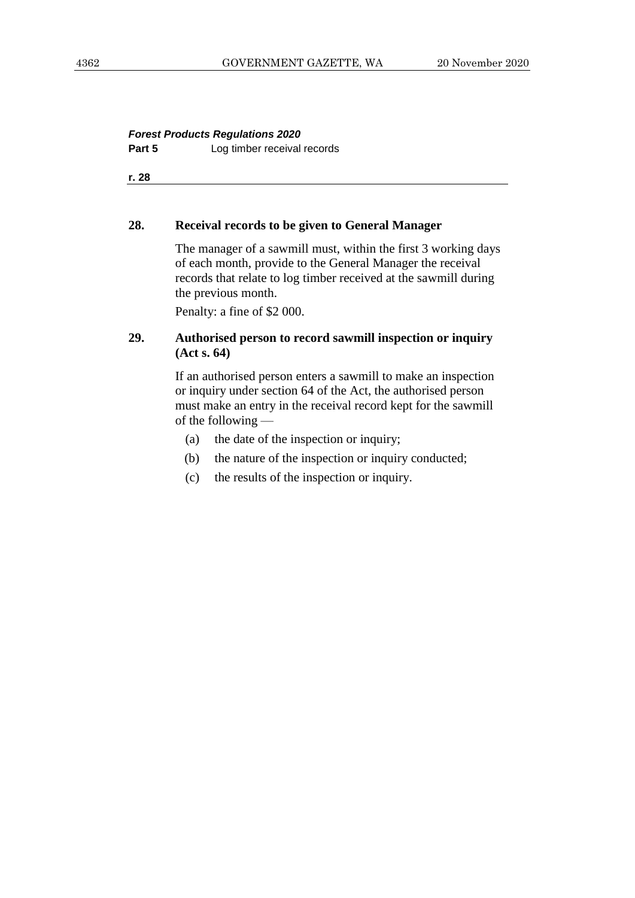## 28. Receival records to be given to General Manager

The manager of a sawmill must, within the first 3 working days of each month, provide to the General Manager the receival records that relate to log timber received at the sawmill during the previous month.

Penalty: a fine of $2 000.

## 29. Authorised person to record sawmill inspection or inquiry (Act s. 64)

If an authorised person enters a sawmill to make an inspection or inquiry under section 64 of the Act, the authorised person must make an entry in the receival record kept for the sawmill of the following —

- (a) the date of the inspection or inquiry;
- (b) the nature of the inspection or inquiry conducted;
- (c) the results of the inspection or inquiry.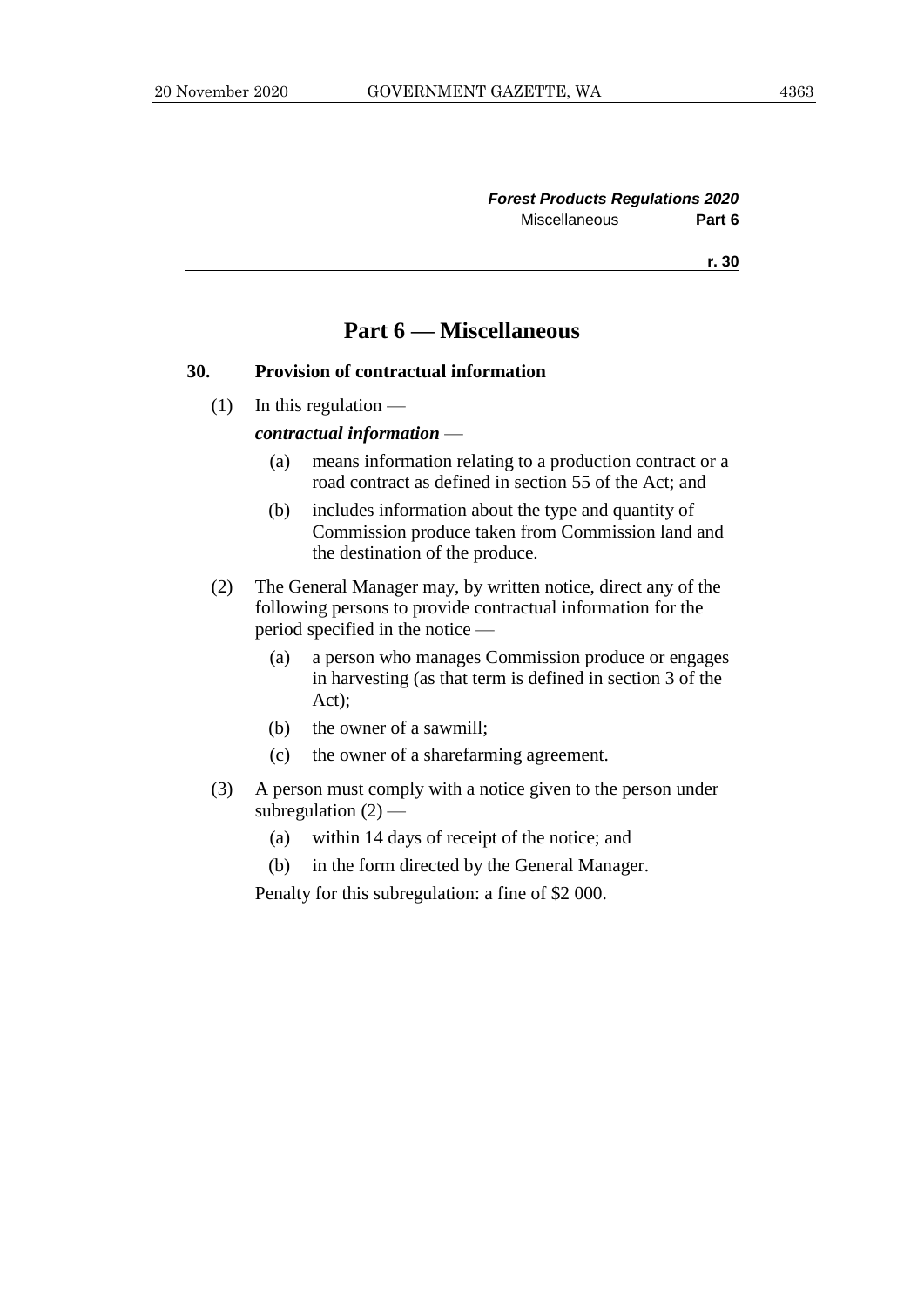## Part 6 — Miscellaneous

### 30. Provision of contractual information

(1) In this regulation —

***contractual information*** —

(a) means information relating to a production contract or a road contract as defined in section 55 of the Act; and

(b) includes information about the type and quantity of Commission produce taken from Commission land and the destination of the produce.

(2) The General Manager may, by written notice, direct any of the following persons to provide contractual information for the period specified in the notice —

(a) a person who manages Commission produce or engages in harvesting (as that term is defined in section 3 of the Act);

(b) the owner of a sawmill;

(c) the owner of a sharefarming agreement.

(3) A person must comply with a notice given to the person under subregulation (2) —

(a) within 14 days of receipt of the notice; and

(b) in the form directed by the General Manager.

Penalty for this subregulation: a fine of $2 000.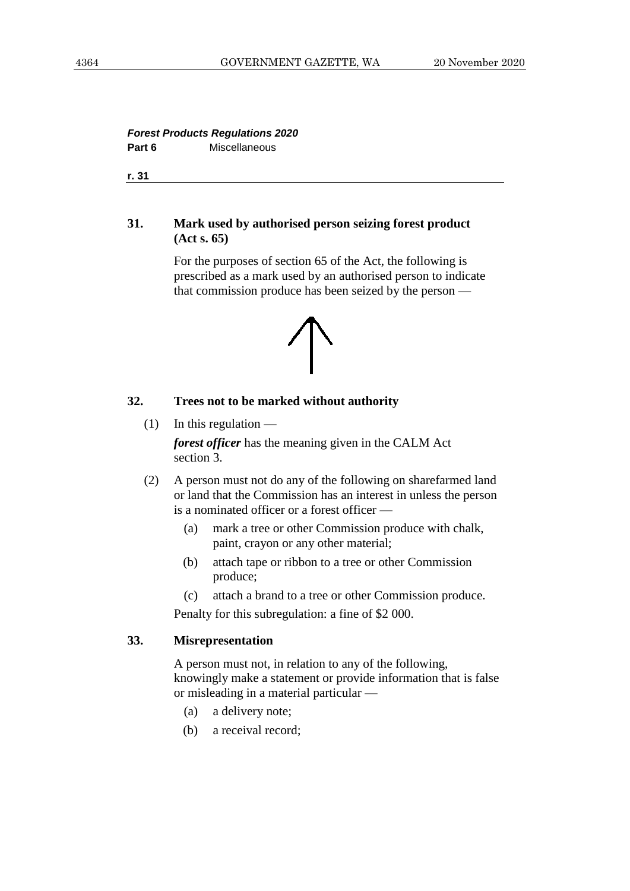***Forest Products Regulations 2020***
**Part 6** Miscellaneous

**r. 31**

### 31. Mark used by authorised person seizing forest product (Act s. 65)

For the purposes of section 65 of the Act, the following is prescribed as a mark used by an authorised person to indicate that commission produce has been seized by the person —

↑

### 32. Trees not to be marked without authority

(1) In this regulation —

***forest officer*** has the meaning given in the CALM Act section 3.

(2) A person must not do any of the following on sharefarmed land or land that the Commission has an interest in unless the person is a nominated officer or a forest officer —

(a) mark a tree or other Commission produce with chalk, paint, crayon or any other material;

(b) attach tape or ribbon to a tree or other Commission produce;

(c) attach a brand to a tree or other Commission produce.

Penalty for this subregulation: a fine of $2 000.

### 33. Misrepresentation

A person must not, in relation to any of the following, knowingly make a statement or provide information that is false or misleading in a material particular —

(a) a delivery note;

(b) a receival record;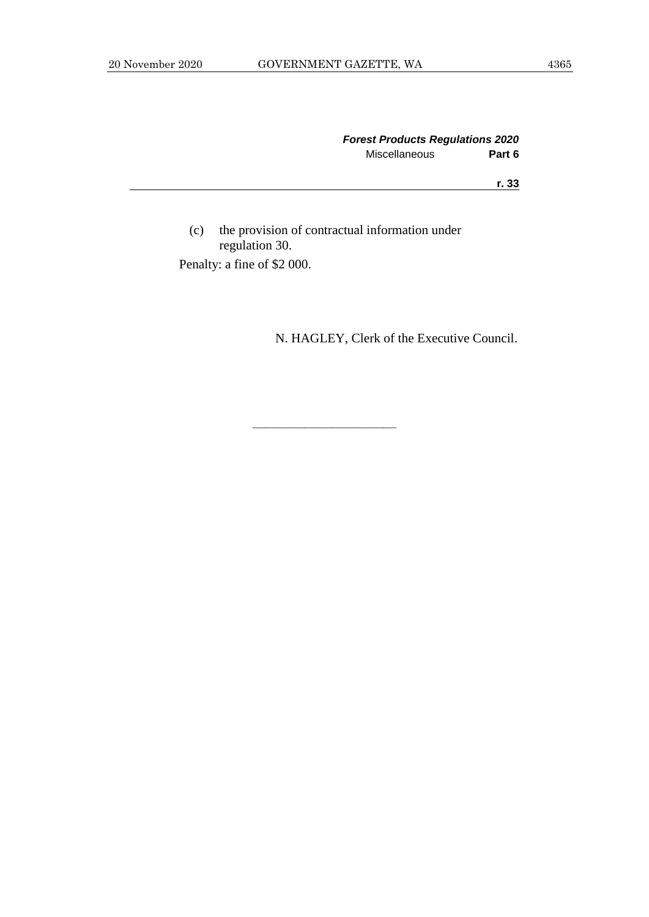(c) the provision of contractual information under regulation 30.

Penalty: a fine of $2 000.

N. HAGLEY, Clerk of the Executive Council.

———————————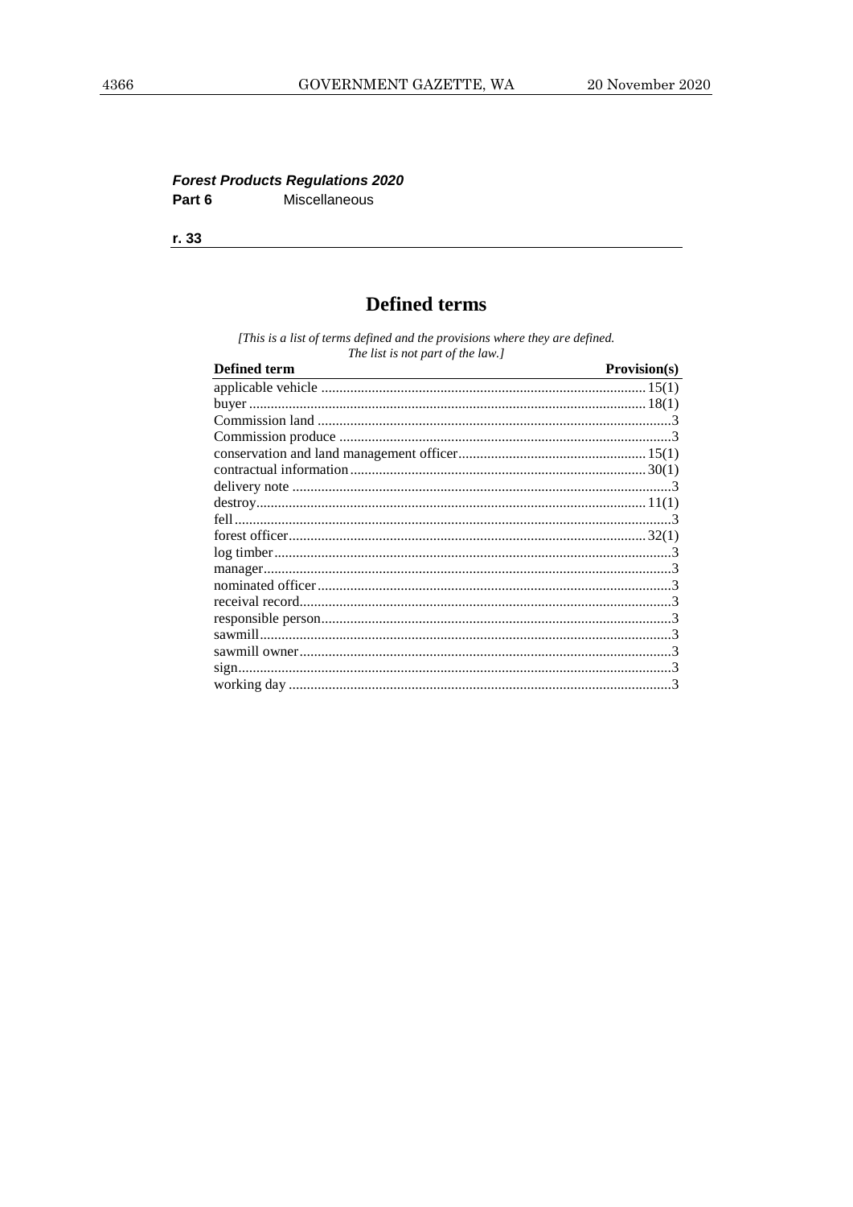**Forest Products Regulations 2020**

**Part 6** Miscellaneous

**r. 33**

# Defined terms

*[This is a list of terms defined and the provisions where they are defined. The list is not part of the law.]*

| Defined term | Provision(s) |
|---|---|
| applicable vehicle | 15(1) |
| buyer | 18(1) |
| Commission land | 3 |
| Commission produce | 3 |
| conservation and land management officer | 15(1) |
| contractual information | 30(1) |
| delivery note | 3 |
| destroy | 11(1) |
| fell | 3 |
| forest officer | 32(1) |
| log timber | 3 |
| manager | 3 |
| nominated officer | 3 |
| receival record | 3 |
| responsible person | 3 |
| sawmill | 3 |
| sawmill owner | 3 |
| sign | 3 |
| working day | 3 |